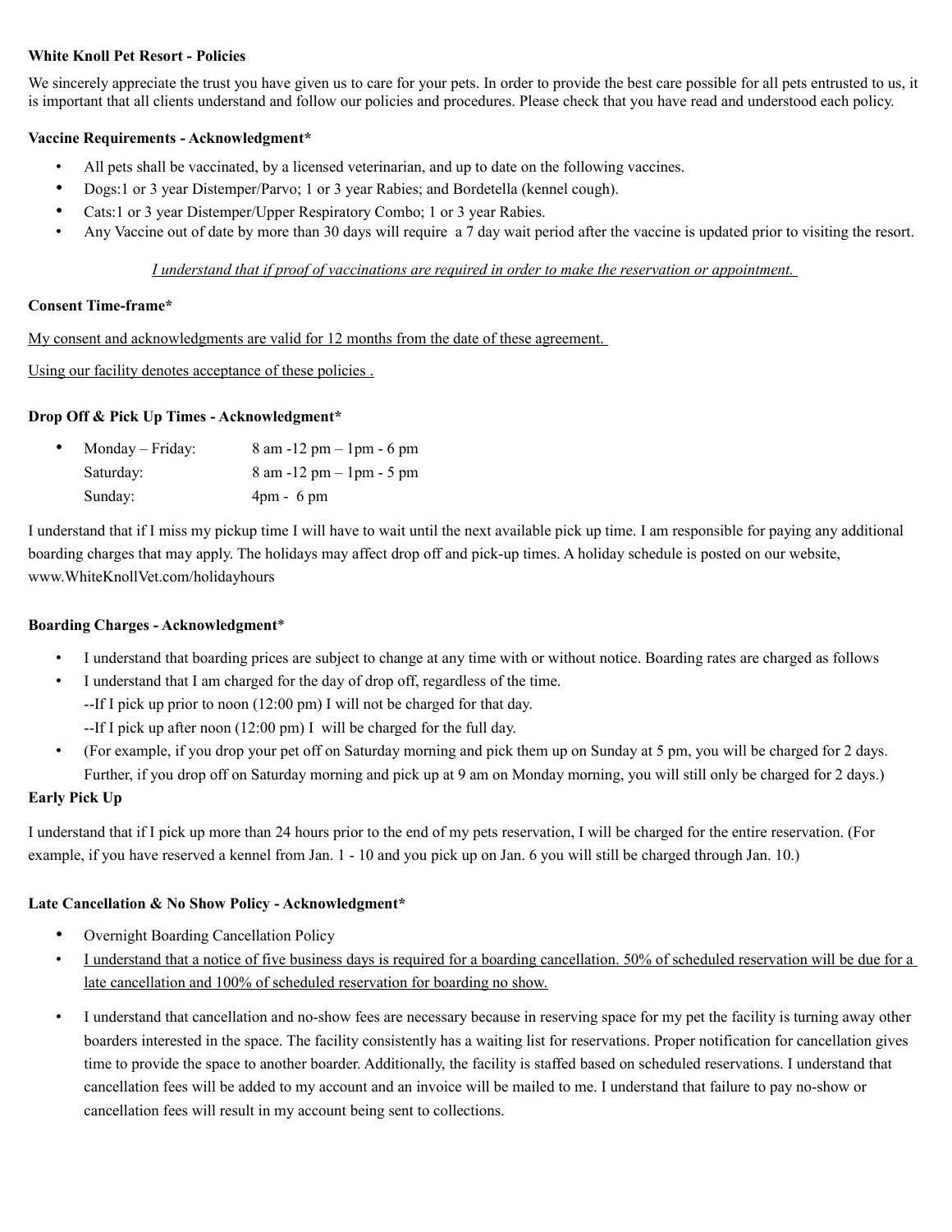**White Knoll Pet Resort - Policies**

We sincerely appreciate the trust you have given us to care for your pets. In order to provide the best care possible for all pets entrusted to us, it is important that all clients understand and follow our policies and procedures. Please check that you have read and understood each policy.

**Vaccine Requirements - Acknowledgment***

- All pets shall be vaccinated, by a licensed veterinarian, and up to date on the following vaccines.
- Dogs:1 or 3 year Distemper/Parvo; 1 or 3 year Rabies; and Bordetella (kennel cough).
- Cats:1 or 3 year Distemper/Upper Respiratory Combo; 1 or 3 year Rabies.
- Any Vaccine out of date by more than 30 days will require a 7 day wait period after the vaccine is updated prior to visiting the resort.

*I understand that if proof of vaccinations are required in order to make the reservation or appointment.*

**Consent Time-frame***

My consent and acknowledgments are valid for 12 months from the date of these agreement.

Using our facility denotes acceptance of these policies .

**Drop Off & Pick Up Times - Acknowledgment***

- Monday – Friday: 8 am -12 pm – 1pm - 6 pm
  Saturday: 8 am -12 pm – 1pm - 5 pm
  Sunday: 4pm - 6 pm

I understand that if I miss my pickup time I will have to wait until the next available pick up time. I am responsible for paying any additional boarding charges that may apply. The holidays may affect drop off and pick-up times. A holiday schedule is posted on our website, www.WhiteKnollVet.com/holidayhours

**Boarding Charges - Acknowledgment***

- I understand that boarding prices are subject to change at any time with or without notice. Boarding rates are charged as follows
- I understand that I am charged for the day of drop off, regardless of the time.
  --If I pick up prior to noon (12:00 pm) I will not be charged for that day.
  --If I pick up after noon (12:00 pm) I will be charged for the full day.
- (For example, if you drop your pet off on Saturday morning and pick them up on Sunday at 5 pm, you will be charged for 2 days. Further, if you drop off on Saturday morning and pick up at 9 am on Monday morning, you will still only be charged for 2 days.)

**Early Pick Up**

I understand that if I pick up more than 24 hours prior to the end of my pets reservation, I will be charged for the entire reservation. (For example, if you have reserved a kennel from Jan. 1 - 10 and you pick up on Jan. 6 you will still be charged through Jan. 10.)

**Late Cancellation & No Show Policy - Acknowledgment***

- Overnight Boarding Cancellation Policy
- I understand that a notice of five business days is required for a boarding cancellation. 50% of scheduled reservation will be due for a late cancellation and 100% of scheduled reservation for boarding no show.
- I understand that cancellation and no-show fees are necessary because in reserving space for my pet the facility is turning away other boarders interested in the space. The facility consistently has a waiting list for reservations. Proper notification for cancellation gives time to provide the space to another boarder. Additionally, the facility is staffed based on scheduled reservations. I understand that cancellation fees will be added to my account and an invoice will be mailed to me. I understand that failure to pay no-show or cancellation fees will result in my account being sent to collections.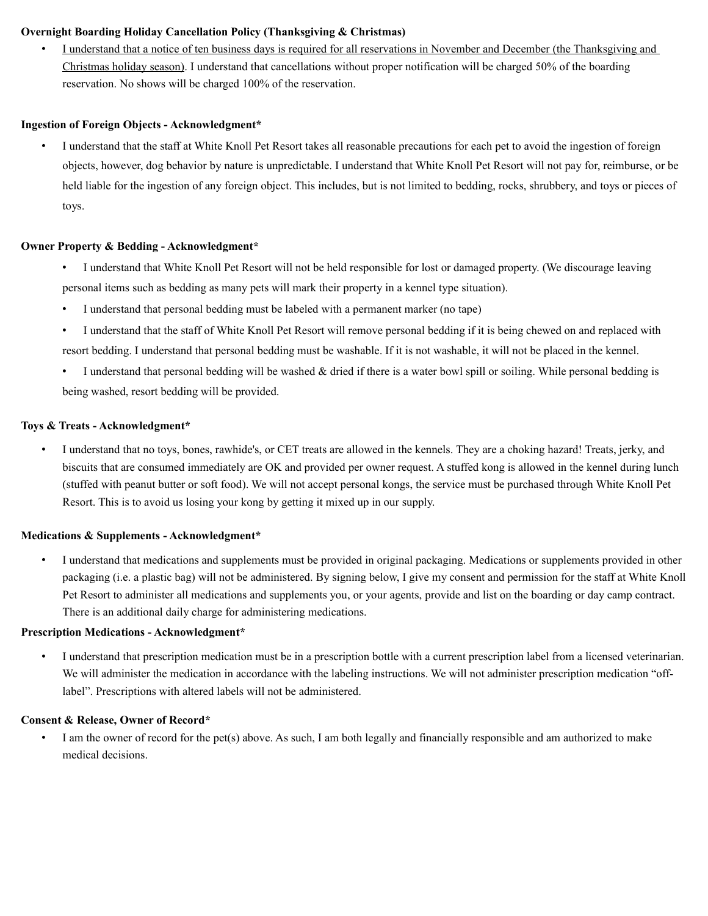**Overnight Boarding Holiday Cancellation Policy (Thanksgiving & Christmas)**

- I understand that a notice of ten business days is required for all reservations in November and December (the Thanksgiving and Christmas holiday season). I understand that cancellations without proper notification will be charged 50% of the boarding reservation. No shows will be charged 100% of the reservation.

**Ingestion of Foreign Objects - Acknowledgment***

- I understand that the staff at White Knoll Pet Resort takes all reasonable precautions for each pet to avoid the ingestion of foreign objects, however, dog behavior by nature is unpredictable. I understand that White Knoll Pet Resort will not pay for, reimburse, or be held liable for the ingestion of any foreign object. This includes, but is not limited to bedding, rocks, shrubbery, and toys or pieces of toys.

**Owner Property & Bedding - Acknowledgment***

- I understand that White Knoll Pet Resort will not be held responsible for lost or damaged property. (We discourage leaving personal items such as bedding as many pets will mark their property in a kennel type situation).
- I understand that personal bedding must be labeled with a permanent marker (no tape)
- I understand that the staff of White Knoll Pet Resort will remove personal bedding if it is being chewed on and replaced with resort bedding. I understand that personal bedding must be washable. If it is not washable, it will not be placed in the kennel.
- I understand that personal bedding will be washed & dried if there is a water bowl spill or soiling. While personal bedding is being washed, resort bedding will be provided.

**Toys & Treats - Acknowledgment***

- I understand that no toys, bones, rawhide's, or CET treats are allowed in the kennels. They are a choking hazard! Treats, jerky, and biscuits that are consumed immediately are OK and provided per owner request. A stuffed kong is allowed in the kennel during lunch (stuffed with peanut butter or soft food). We will not accept personal kongs, the service must be purchased through White Knoll Pet Resort. This is to avoid us losing your kong by getting it mixed up in our supply.

**Medications & Supplements - Acknowledgment***

- I understand that medications and supplements must be provided in original packaging. Medications or supplements provided in other packaging (i.e. a plastic bag) will not be administered. By signing below, I give my consent and permission for the staff at White Knoll Pet Resort to administer all medications and supplements you, or your agents, provide and list on the boarding or day camp contract. There is an additional daily charge for administering medications.

**Prescription Medications - Acknowledgment***

- I understand that prescription medication must be in a prescription bottle with a current prescription label from a licensed veterinarian. We will administer the medication in accordance with the labeling instructions. We will not administer prescription medication "off-label". Prescriptions with altered labels will not be administered.

**Consent & Release, Owner of Record***

- I am the owner of record for the pet(s) above. As such, I am both legally and financially responsible and am authorized to make medical decisions.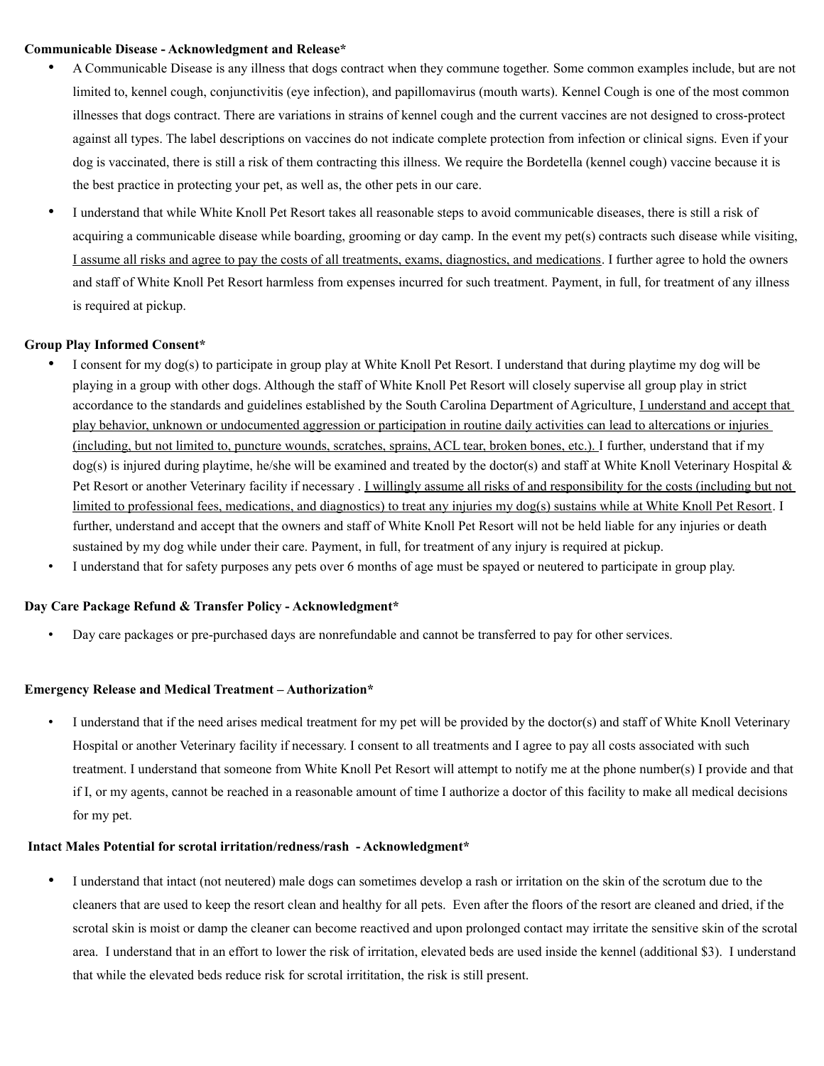**Communicable Disease - Acknowledgment and Release***

- A Communicable Disease is any illness that dogs contract when they commune together. Some common examples include, but are not limited to, kennel cough, conjunctivitis (eye infection), and papillomavirus (mouth warts). Kennel Cough is one of the most common illnesses that dogs contract. There are variations in strains of kennel cough and the current vaccines are not designed to cross-protect against all types. The label descriptions on vaccines do not indicate complete protection from infection or clinical signs. Even if your dog is vaccinated, there is still a risk of them contracting this illness. We require the Bordetella (kennel cough) vaccine because it is the best practice in protecting your pet, as well as, the other pets in our care.
- I understand that while White Knoll Pet Resort takes all reasonable steps to avoid communicable diseases, there is still a risk of acquiring a communicable disease while boarding, grooming or day camp. In the event my pet(s) contracts such disease while visiting, <u>I assume all risks and agree to pay the costs of all treatments, exams, diagnostics, and medications</u>. I further agree to hold the owners and staff of White Knoll Pet Resort harmless from expenses incurred for such treatment. Payment, in full, for treatment of any illness is required at pickup.

**Group Play Informed Consent***

- I consent for my dog(s) to participate in group play at White Knoll Pet Resort. I understand that during playtime my dog will be playing in a group with other dogs. Although the staff of White Knoll Pet Resort will closely supervise all group play in strict accordance to the standards and guidelines established by the South Carolina Department of Agriculture, <u>I understand and accept that play behavior, unknown or undocumented aggression or participation in routine daily activities can lead to altercations or injuries (including, but not limited to, puncture wounds, scratches, sprains, ACL tear, broken bones, etc.).</u> I further, understand that if my dog(s) is injured during playtime, he/she will be examined and treated by the doctor(s) and staff at White Knoll Veterinary Hospital & Pet Resort or another Veterinary facility if necessary . <u>I willingly assume all risks of and responsibility for the costs (including but not limited to professional fees, medications, and diagnostics) to treat any injuries my dog(s) sustains while at White Knoll Pet Resort</u>. I further, understand and accept that the owners and staff of White Knoll Pet Resort will not be held liable for any injuries or death sustained by my dog while under their care. Payment, in full, for treatment of any injury is required at pickup.
- I understand that for safety purposes any pets over 6 months of age must be spayed or neutered to participate in group play.

**Day Care Package Refund & Transfer Policy - Acknowledgment***

- Day care packages or pre-purchased days are nonrefundable and cannot be transferred to pay for other services.

**Emergency Release and Medical Treatment – Authorization***

- I understand that if the need arises medical treatment for my pet will be provided by the doctor(s) and staff of White Knoll Veterinary Hospital or another Veterinary facility if necessary. I consent to all treatments and I agree to pay all costs associated with such treatment. I understand that someone from White Knoll Pet Resort will attempt to notify me at the phone number(s) I provide and that if I, or my agents, cannot be reached in a reasonable amount of time I authorize a doctor of this facility to make all medical decisions for my pet.

**Intact Males Potential for scrotal irritation/redness/rash - Acknowledgment***

- I understand that intact (not neutered) male dogs can sometimes develop a rash or irritation on the skin of the scrotum due to the cleaners that are used to keep the resort clean and healthy for all pets. Even after the floors of the resort are cleaned and dried, if the scrotal skin is moist or damp the cleaner can become reactived and upon prolonged contact may irritate the sensitive skin of the scrotal area. I understand that in an effort to lower the risk of irritation, elevated beds are used inside the kennel (additional $3). I understand that while the elevated beds reduce risk for scrotal irrititation, the risk is still present.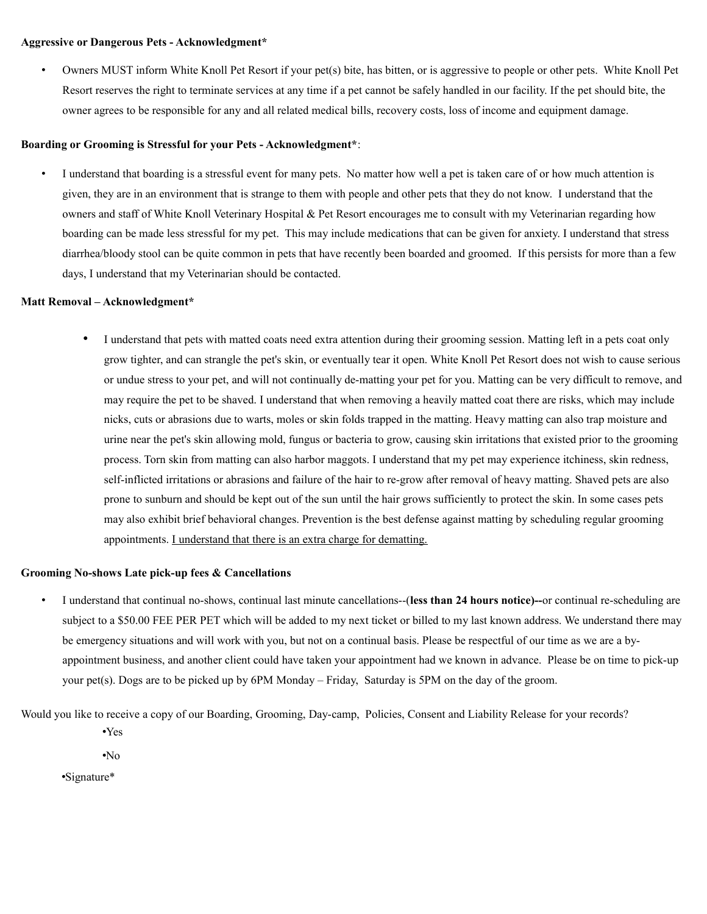**Aggressive or Dangerous Pets - Acknowledgment***

- Owners MUST inform White Knoll Pet Resort if your pet(s) bite, has bitten, or is aggressive to people or other pets. White Knoll Pet Resort reserves the right to terminate services at any time if a pet cannot be safely handled in our facility. If the pet should bite, the owner agrees to be responsible for any and all related medical bills, recovery costs, loss of income and equipment damage.

**Boarding or Grooming is Stressful for your Pets - Acknowledgment***:

- I understand that boarding is a stressful event for many pets. No matter how well a pet is taken care of or how much attention is given, they are in an environment that is strange to them with people and other pets that they do not know. I understand that the owners and staff of White Knoll Veterinary Hospital & Pet Resort encourages me to consult with my Veterinarian regarding how boarding can be made less stressful for my pet. This may include medications that can be given for anxiety. I understand that stress diarrhea/bloody stool can be quite common in pets that have recently been boarded and groomed. If this persists for more than a few days, I understand that my Veterinarian should be contacted.

**Matt Removal – Acknowledgment***

- I understand that pets with matted coats need extra attention during their grooming session. Matting left in a pets coat only grow tighter, and can strangle the pet's skin, or eventually tear it open. White Knoll Pet Resort does not wish to cause serious or undue stress to your pet, and will not continually de-matting your pet for you. Matting can be very difficult to remove, and may require the pet to be shaved. I understand that when removing a heavily matted coat there are risks, which may include nicks, cuts or abrasions due to warts, moles or skin folds trapped in the matting. Heavy matting can also trap moisture and urine near the pet's skin allowing mold, fungus or bacteria to grow, causing skin irritations that existed prior to the grooming process. Torn skin from matting can also harbor maggots. I understand that my pet may experience itchiness, skin redness, self-inflicted irritations or abrasions and failure of the hair to re-grow after removal of heavy matting. Shaved pets are also prone to sunburn and should be kept out of the sun until the hair grows sufficiently to protect the skin. In some cases pets may also exhibit brief behavioral changes. Prevention is the best defense against matting by scheduling regular grooming appointments. <u>I understand that there is an extra charge for dematting.</u>

**Grooming No-shows Late pick-up fees & Cancellations**

- I understand that continual no-shows, continual last minute cancellations--(**less than 24 hours notice)--**or continual re-scheduling are subject to a $50.00 FEE PER PET which will be added to my next ticket or billed to my last known address. We understand there may be emergency situations and will work with you, but not on a continual basis. Please be respectful of our time as we are a by-appointment business, and another client could have taken your appointment had we known in advance. Please be on time to pick-up your pet(s). Dogs are to be picked up by 6PM Monday – Friday, Saturday is 5PM on the day of the groom.

Would you like to receive a copy of our Boarding, Grooming, Day-camp, Policies, Consent and Liability Release for your records?

- Yes
- No

- Signature*